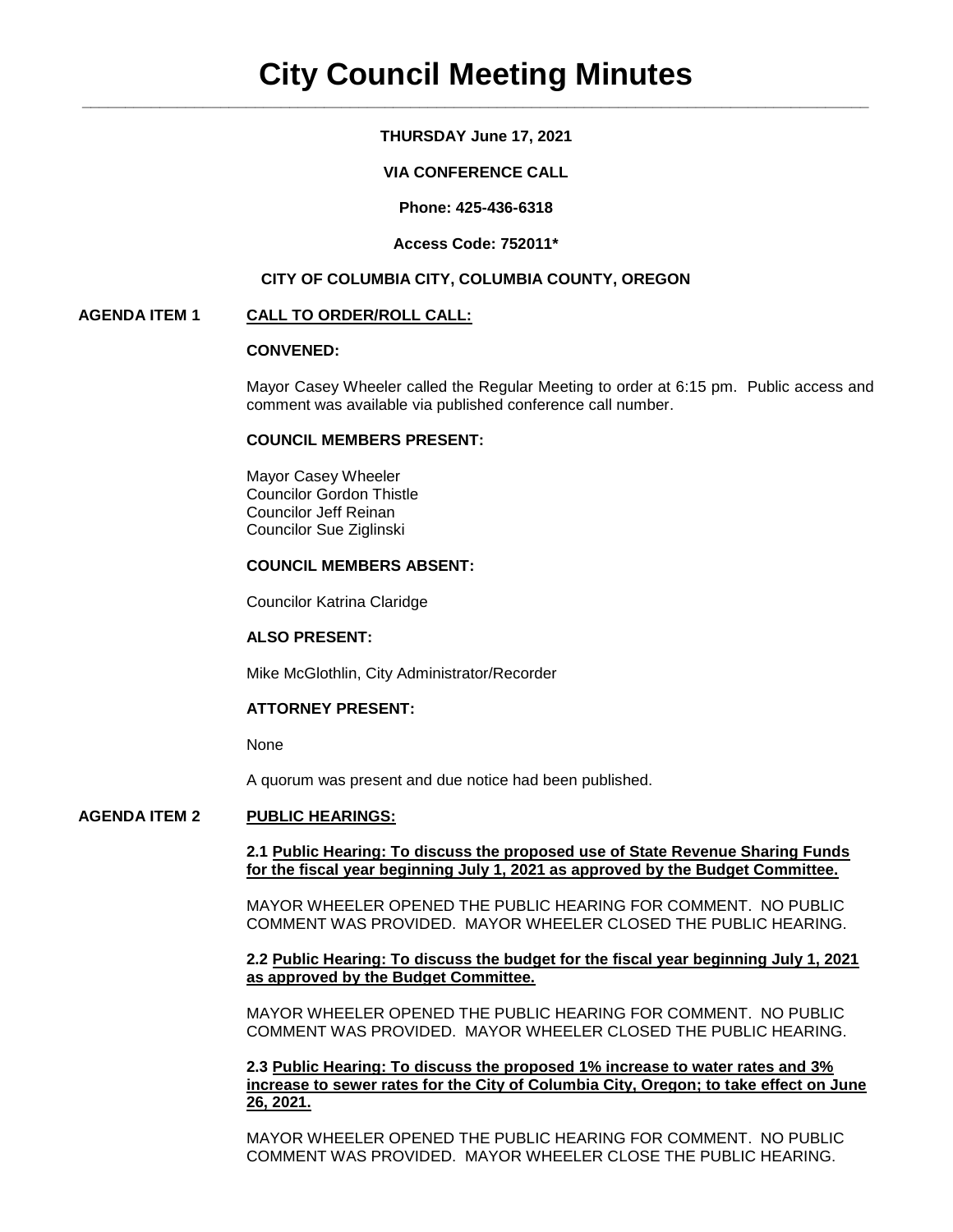# City Council Meeting Minutes

**THURSDAY June 17, 2021**

**VIA CONFERENCE CALL**

**Phone: 425-436-6318**

**Access Code: 752011***

**CITY OF COLUMBIA CITY, COLUMBIA COUNTY, OREGON**

**AGENDA ITEM 1** **CALL TO ORDER/ROLL CALL:**

**CONVENED:**

Mayor Casey Wheeler called the Regular Meeting to order at 6:15 pm. Public access and comment was available via published conference call number.

**COUNCIL MEMBERS PRESENT:**

Mayor Casey Wheeler
Councilor Gordon Thistle
Councilor Jeff Reinan
Councilor Sue Ziglinski

**COUNCIL MEMBERS ABSENT:**

Councilor Katrina Claridge

**ALSO PRESENT:**

Mike McGlothlin, City Administrator/Recorder

**ATTORNEY PRESENT:**

None

A quorum was present and due notice had been published.

**AGENDA ITEM 2** **PUBLIC HEARINGS:**

**2.1 Public Hearing: To discuss the proposed use of State Revenue Sharing Funds for the fiscal year beginning July 1, 2021 as approved by the Budget Committee.**

MAYOR WHEELER OPENED THE PUBLIC HEARING FOR COMMENT. NO PUBLIC COMMENT WAS PROVIDED. MAYOR WHEELER CLOSED THE PUBLIC HEARING.

**2.2 Public Hearing: To discuss the budget for the fiscal year beginning July 1, 2021 as approved by the Budget Committee.**

MAYOR WHEELER OPENED THE PUBLIC HEARING FOR COMMENT. NO PUBLIC COMMENT WAS PROVIDED. MAYOR WHEELER CLOSED THE PUBLIC HEARING.

**2.3 Public Hearing: To discuss the proposed 1% increase to water rates and 3% increase to sewer rates for the City of Columbia City, Oregon; to take effect on June 26, 2021.**

MAYOR WHEELER OPENED THE PUBLIC HEARING FOR COMMENT. NO PUBLIC COMMENT WAS PROVIDED. MAYOR WHEELER CLOSE THE PUBLIC HEARING.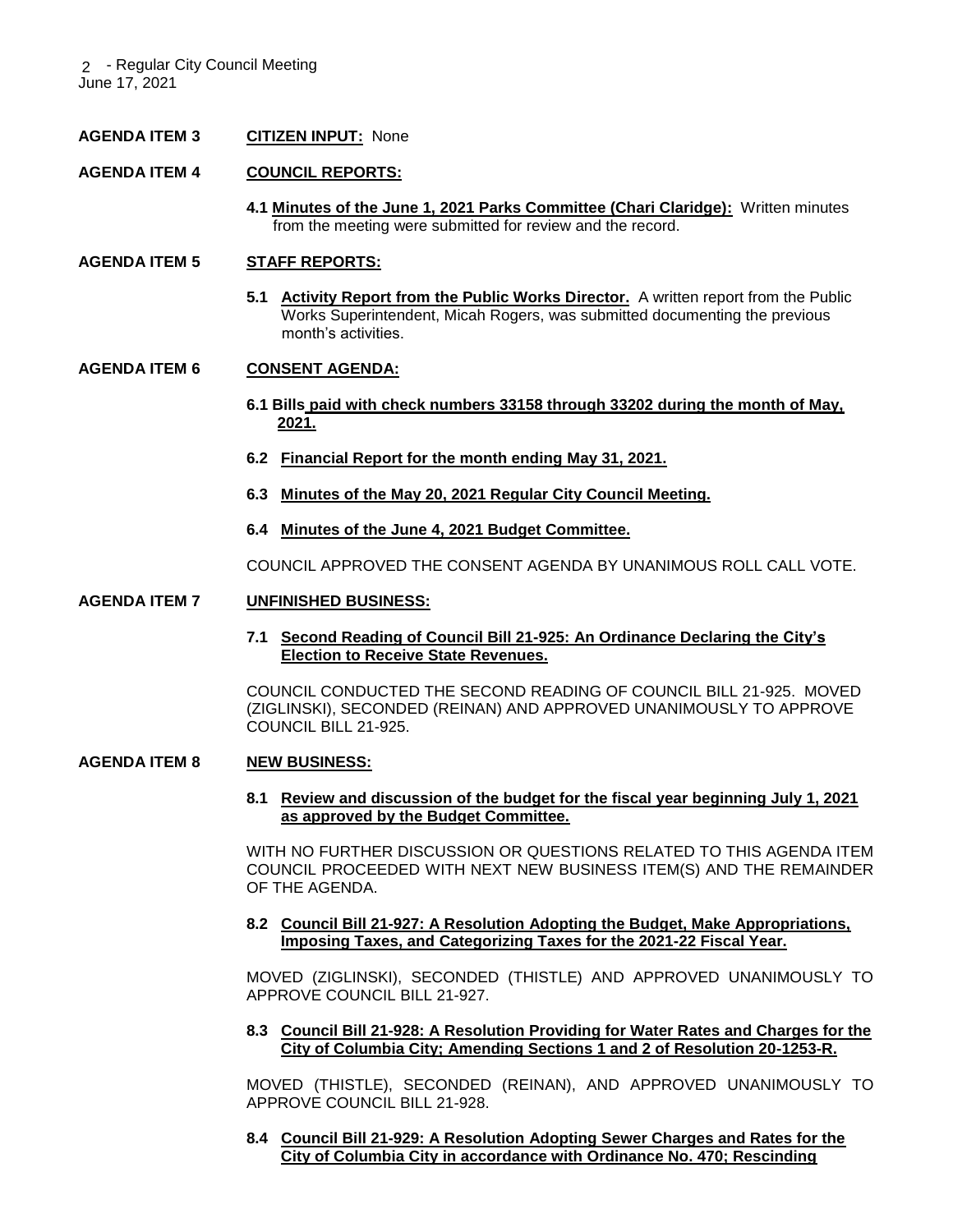**AGENDA ITEM 3** **CITIZEN INPUT:** None

**AGENDA ITEM 4** **COUNCIL REPORTS:**

**4.1 Minutes of the June 1, 2021 Parks Committee (Chari Claridge):** Written minutes from the meeting were submitted for review and the record.

**AGENDA ITEM 5** **STAFF REPORTS:**

**5.1 Activity Report from the Public Works Director.** A written report from the Public Works Superintendent, Micah Rogers, was submitted documenting the previous month's activities.

**AGENDA ITEM 6** **CONSENT AGENDA:**

**6.1 Bills paid with check numbers 33158 through 33202 during the month of May, 2021.**

**6.2 Financial Report for the month ending May 31, 2021.**

**6.3 Minutes of the May 20, 2021 Regular City Council Meeting.**

**6.4 Minutes of the June 4, 2021 Budget Committee.**

COUNCIL APPROVED THE CONSENT AGENDA BY UNANIMOUS ROLL CALL VOTE.

**AGENDA ITEM 7** **UNFINISHED BUSINESS:**

**7.1 Second Reading of Council Bill 21-925: An Ordinance Declaring the City's Election to Receive State Revenues.**

COUNCIL CONDUCTED THE SECOND READING OF COUNCIL BILL 21-925. MOVED (ZIGLINSKI), SECONDED (REINAN) AND APPROVED UNANIMOUSLY TO APPROVE COUNCIL BILL 21-925.

**AGENDA ITEM 8** **NEW BUSINESS:**

**8.1 Review and discussion of the budget for the fiscal year beginning July 1, 2021 as approved by the Budget Committee.**

WITH NO FURTHER DISCUSSION OR QUESTIONS RELATED TO THIS AGENDA ITEM COUNCIL PROCEEDED WITH NEXT NEW BUSINESS ITEM(S) AND THE REMAINDER OF THE AGENDA.

**8.2 Council Bill 21-927: A Resolution Adopting the Budget, Make Appropriations, Imposing Taxes, and Categorizing Taxes for the 2021-22 Fiscal Year.**

MOVED (ZIGLINSKI), SECONDED (THISTLE) AND APPROVED UNANIMOUSLY TO APPROVE COUNCIL BILL 21-927.

**8.3 Council Bill 21-928: A Resolution Providing for Water Rates and Charges for the City of Columbia City; Amending Sections 1 and 2 of Resolution 20-1253-R.**

MOVED (THISTLE), SECONDED (REINAN), AND APPROVED UNANIMOUSLY TO APPROVE COUNCIL BILL 21-928.

**8.4 Council Bill 21-929: A Resolution Adopting Sewer Charges and Rates for the City of Columbia City in accordance with Ordinance No. 470; Rescinding**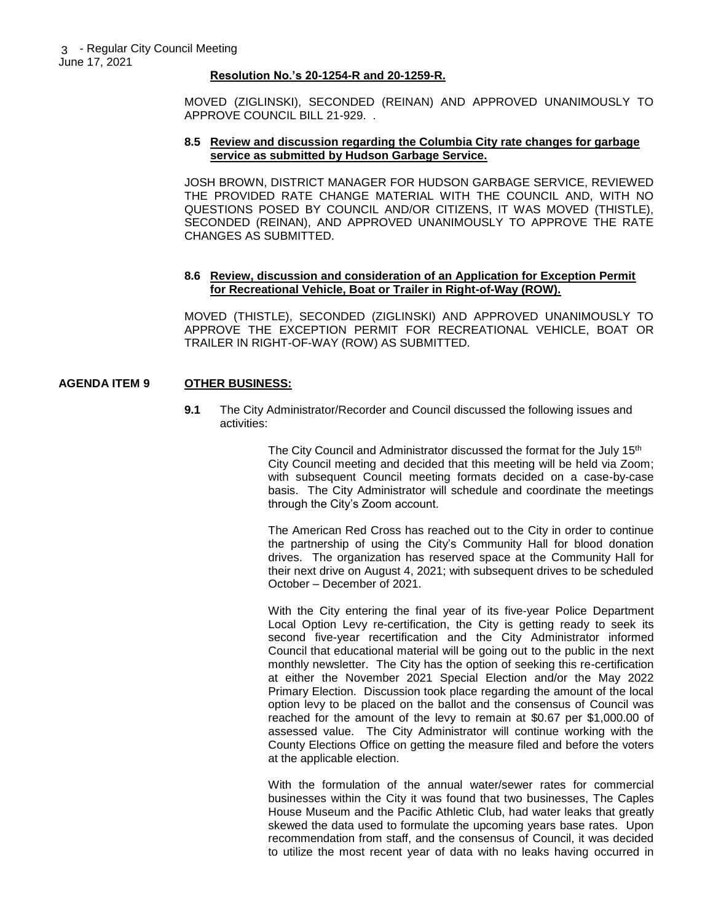**Resolution No.'s 20-1254-R and 20-1259-R.**

MOVED (ZIGLINSKI), SECONDED (REINAN) AND APPROVED UNANIMOUSLY TO APPROVE COUNCIL BILL 21-929. .

**8.5 Review and discussion regarding the Columbia City rate changes for garbage service as submitted by Hudson Garbage Service.**

JOSH BROWN, DISTRICT MANAGER FOR HUDSON GARBAGE SERVICE, REVIEWED THE PROVIDED RATE CHANGE MATERIAL WITH THE COUNCIL AND, WITH NO QUESTIONS POSED BY COUNCIL AND/OR CITIZENS, IT WAS MOVED (THISTLE), SECONDED (REINAN), AND APPROVED UNANIMOUSLY TO APPROVE THE RATE CHANGES AS SUBMITTED.

**8.6 Review, discussion and consideration of an Application for Exception Permit for Recreational Vehicle, Boat or Trailer in Right-of-Way (ROW).**

MOVED (THISTLE), SECONDED (ZIGLINSKI) AND APPROVED UNANIMOUSLY TO APPROVE THE EXCEPTION PERMIT FOR RECREATIONAL VEHICLE, BOAT OR TRAILER IN RIGHT-OF-WAY (ROW) AS SUBMITTED.

## AGENDA ITEM 9 OTHER BUSINESS:

**9.1** The City Administrator/Recorder and Council discussed the following issues and activities:

The City Council and Administrator discussed the format for the July 15th City Council meeting and decided that this meeting will be held via Zoom; with subsequent Council meeting formats decided on a case-by-case basis. The City Administrator will schedule and coordinate the meetings through the City's Zoom account.

The American Red Cross has reached out to the City in order to continue the partnership of using the City's Community Hall for blood donation drives. The organization has reserved space at the Community Hall for their next drive on August 4, 2021; with subsequent drives to be scheduled October – December of 2021.

With the City entering the final year of its five-year Police Department Local Option Levy re-certification, the City is getting ready to seek its second five-year recertification and the City Administrator informed Council that educational material will be going out to the public in the next monthly newsletter. The City has the option of seeking this re-certification at either the November 2021 Special Election and/or the May 2022 Primary Election. Discussion took place regarding the amount of the local option levy to be placed on the ballot and the consensus of Council was reached for the amount of the levy to remain at $0.67 per $1,000.00 of assessed value. The City Administrator will continue working with the County Elections Office on getting the measure filed and before the voters at the applicable election.

With the formulation of the annual water/sewer rates for commercial businesses within the City it was found that two businesses, The Caples House Museum and the Pacific Athletic Club, had water leaks that greatly skewed the data used to formulate the upcoming years base rates. Upon recommendation from staff, and the consensus of Council, it was decided to utilize the most recent year of data with no leaks having occurred in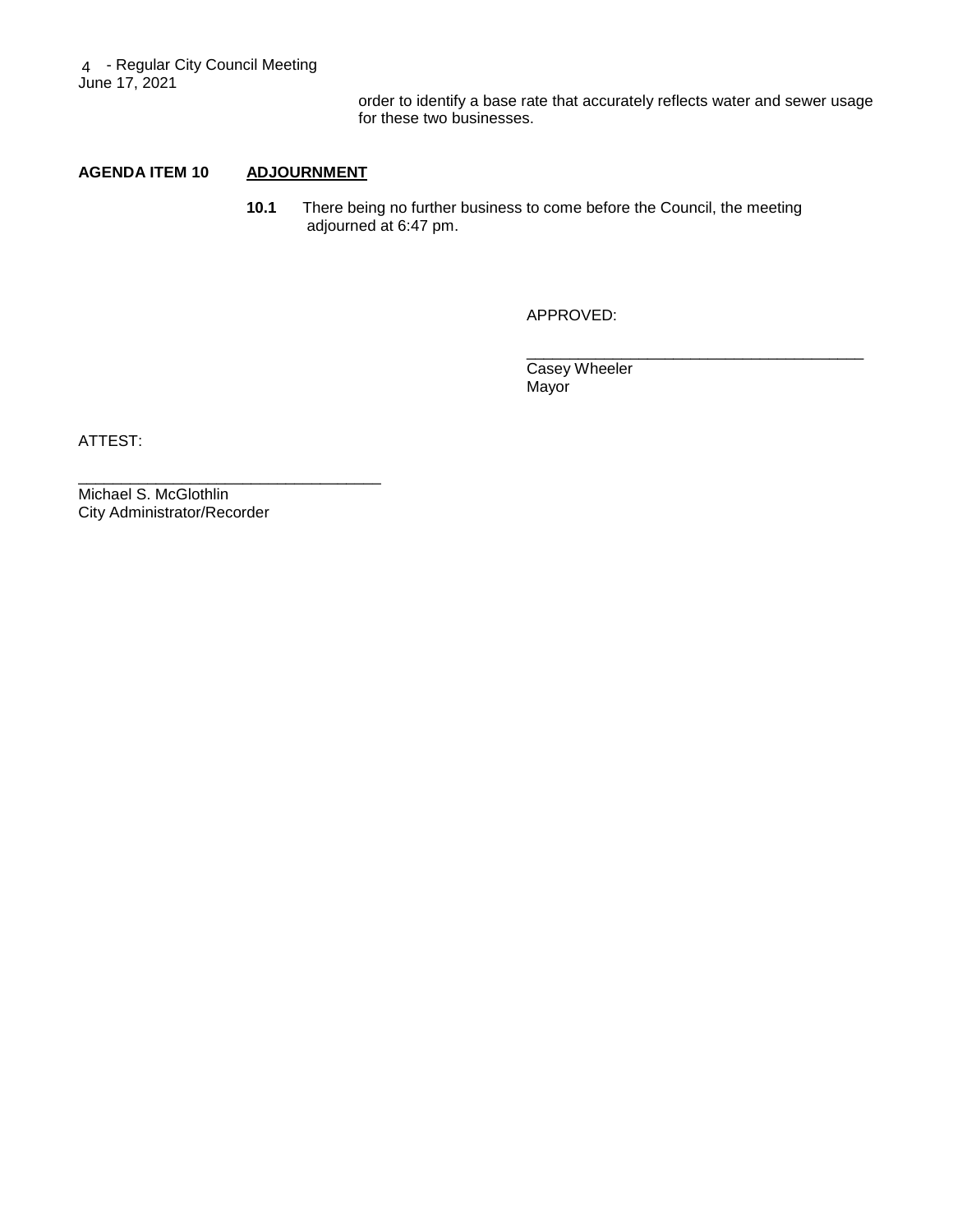order to identify a base rate that accurately reflects water and sewer usage for these two businesses.

**AGENDA ITEM 10** **ADJOURNMENT**

**10.1** There being no further business to come before the Council, the meeting adjourned at 6:47 pm.

APPROVED:

\_\_\_\_\_\_\_\_\_\_\_\_\_\_\_\_\_\_\_\_\_\_\_\_\_\_\_\_\_\_\_\_\_\_\_\_\_\_\_\_
Casey Wheeler
Mayor

ATTEST:

\_\_\_\_\_\_\_\_\_\_\_\_\_\_\_\_\_\_\_\_\_\_\_\_\_\_\_\_\_\_\_\_\_\_\_\_
Michael S. McGlothlin
City Administrator/Recorder